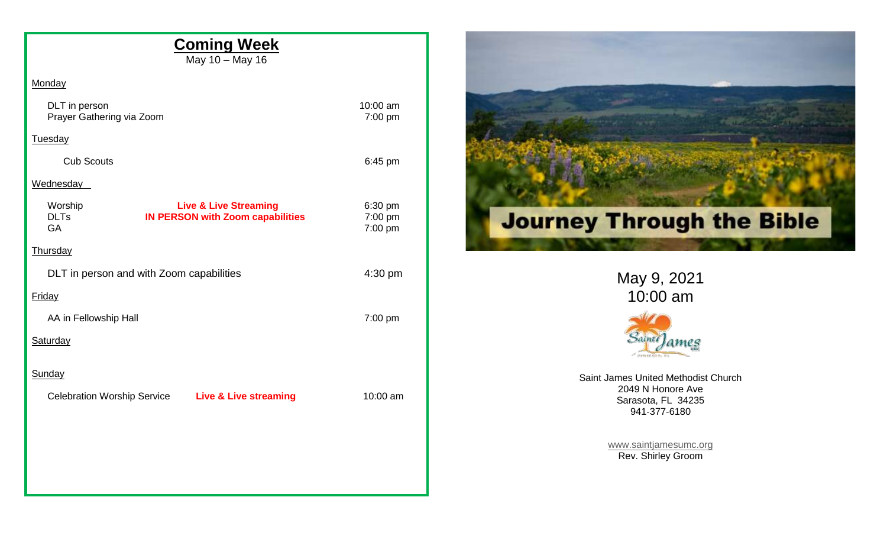# Coming Week

May 10 – May 16

**Monday**

| | | |
|---|---|---|
| DLT in person | | 10:00 am |
| Prayer Gathering via Zoom | | 7:00 pm |

**Tuesday**

| | | |
|---|---|---|
| Cub Scouts | | 6:45 pm |

**Wednesday**

| | | |
|---|---|---|
| Worship | **Live & Live Streaming** | 6:30 pm |
| DLTs | **IN PERSON with Zoom capabilities** | 7:00 pm |
| GA | | 7:00 pm |

**Thursday**

| | | |
|---|---|---|
| DLT in person and with Zoom capabilities | | 4:30 pm |

**Friday**

| | | |
|---|---|---|
| AA in Fellowship Hall | | 7:00 pm |

**Saturday**

**Sunday**

| | | |
|---|---|---|
| Celebration Worship Service | **Live & Live streaming** | 10:00 am |

# Journey Through the Bible

May 9, 2021
10:00 am

Saint James United Methodist Church
2049 N Honore Ave
Sarasota, FL 34235
941-377-6180

www.saintjamesumc.org
Rev. Shirley Groom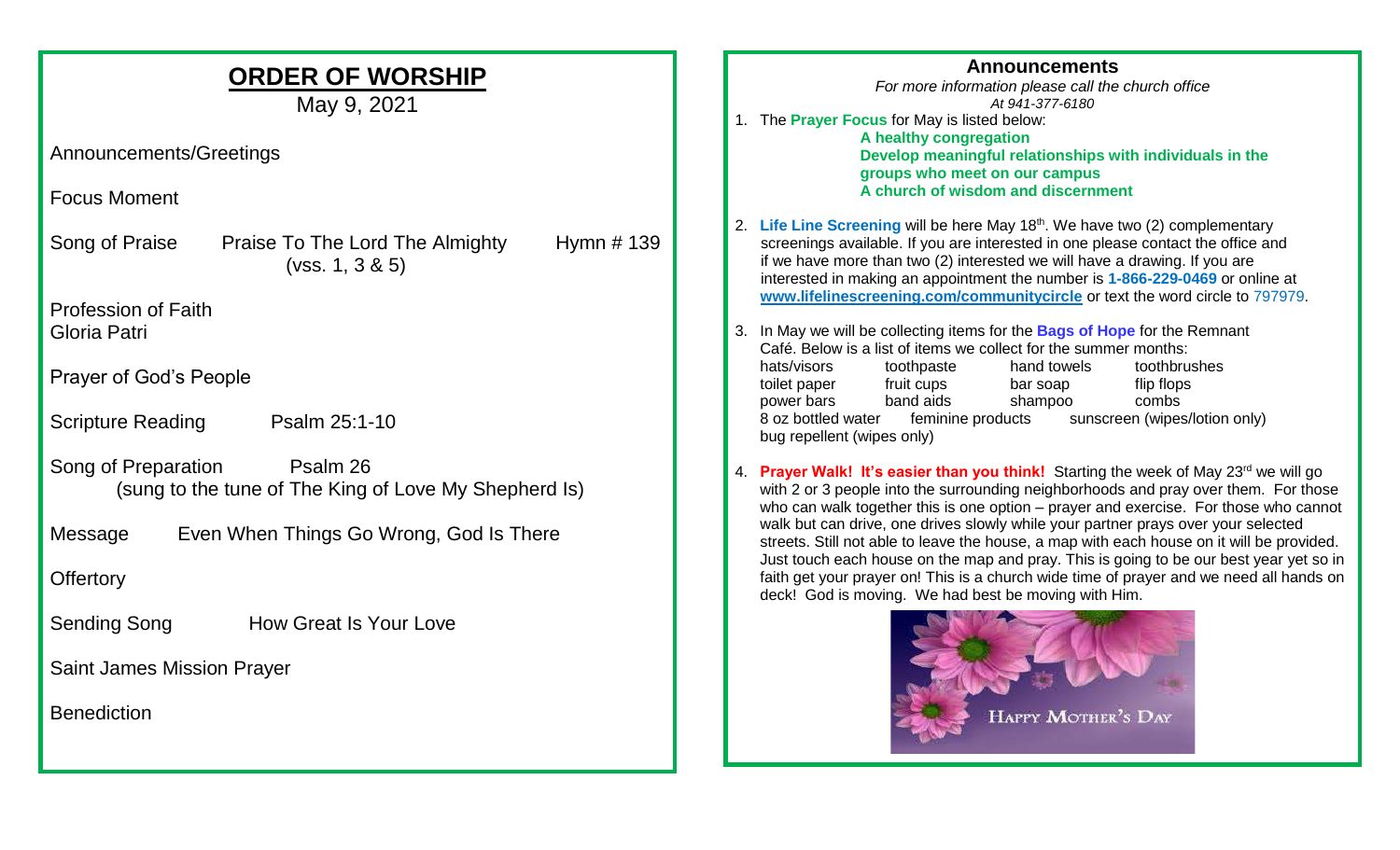# ORDER OF WORSHIP

May 9, 2021

Announcements/Greetings

Focus Moment

Song of Praise — Praise To The Lord The Almighty (vss. 1, 3 & 5) — Hymn # 139

Profession of Faith
Gloria Patri

Prayer of God's People

Scripture Reading — Psalm 25:1-10

Song of Preparation — Psalm 26
(sung to the tune of The King of Love My Shepherd Is)

Message — Even When Things Go Wrong, God Is There

Offertory

Sending Song — How Great Is Your Love

Saint James Mission Prayer

Benediction

## Announcements

*For more information please call the church office*
*At 941-377-6180*

1. The **Prayer Focus** for May is listed below:
   - **A healthy congregation**
   - **Develop meaningful relationships with individuals in the groups who meet on our campus**
   - **A church of wisdom and discernment**

2. **Life Line Screening** will be here May 18th. We have two (2) complementary screenings available. If you are interested in one please contact the office and if we have more than two (2) interested we will have a drawing. If you are interested in making an appointment the number is **1-866-229-0469** or online at **www.lifelinescreening.com/communitycircle** or text the word circle to 797979.

3. In May we will be collecting items for the **Bags of Hope** for the Remnant Café. Below is a list of items we collect for the summer months:

| | | | |
|---|---|---|---|
| hats/visors | toothpaste | hand towels | toothbrushes |
| toilet paper | fruit cups | bar soap | flip flops |
| power bars | band aids | shampoo | combs |

   8 oz bottled water, feminine products, sunscreen (wipes/lotion only), bug repellent (wipes only)

4. **Prayer Walk! It's easier than you think!** Starting the week of May 23rd we will go with 2 or 3 people into the surrounding neighborhoods and pray over them. For those who can walk together this is one option – prayer and exercise. For those who cannot walk but can drive, one drives slowly while your partner prays over your selected streets. Still not able to leave the house, a map with each house on it will be provided. Just touch each house on the map and pray. This is going to be our best year yet so in faith get your prayer on! This is a church wide time of prayer and we need all hands on deck! God is moving. We had best be moving with Him.

Happy Mother's Day